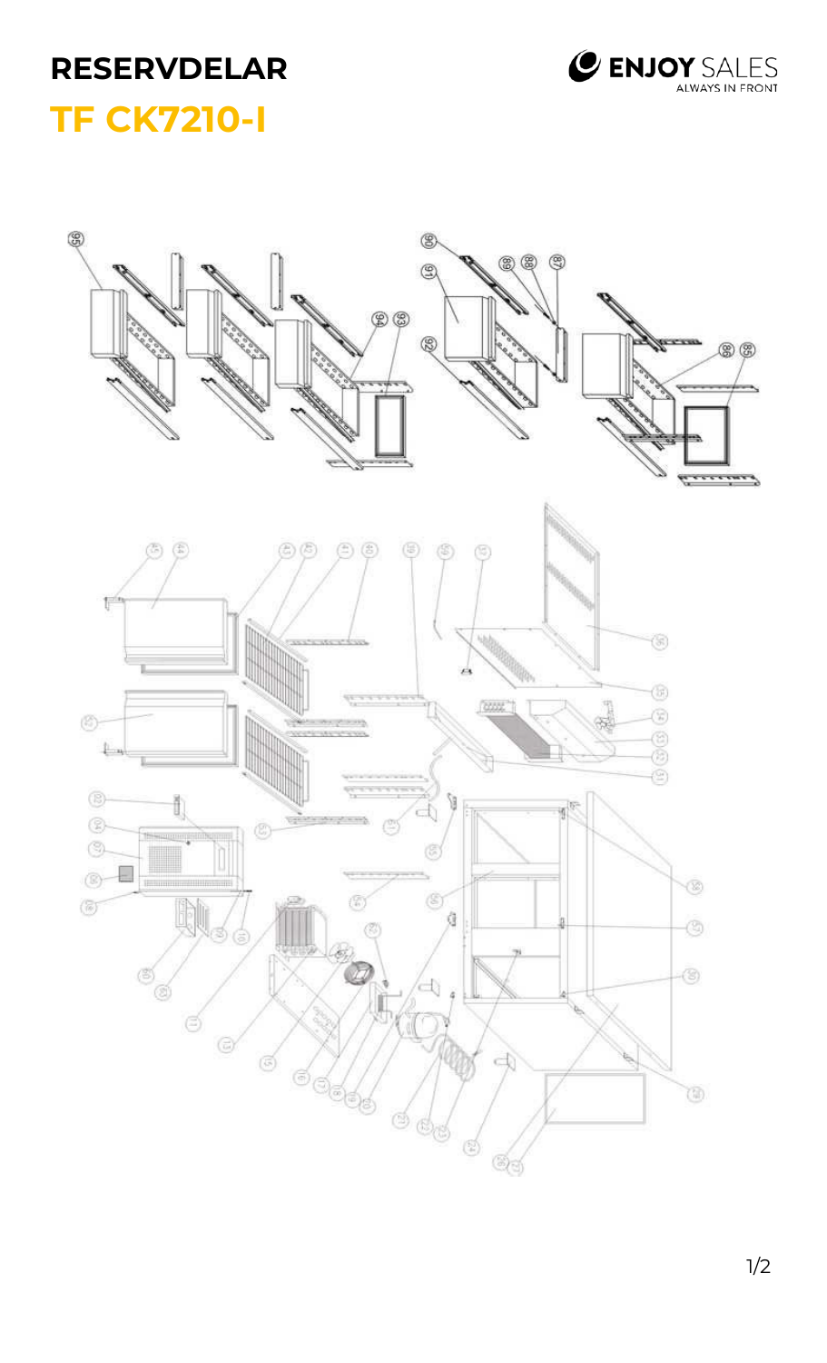# RESERVDELAR

## TF CK7210-I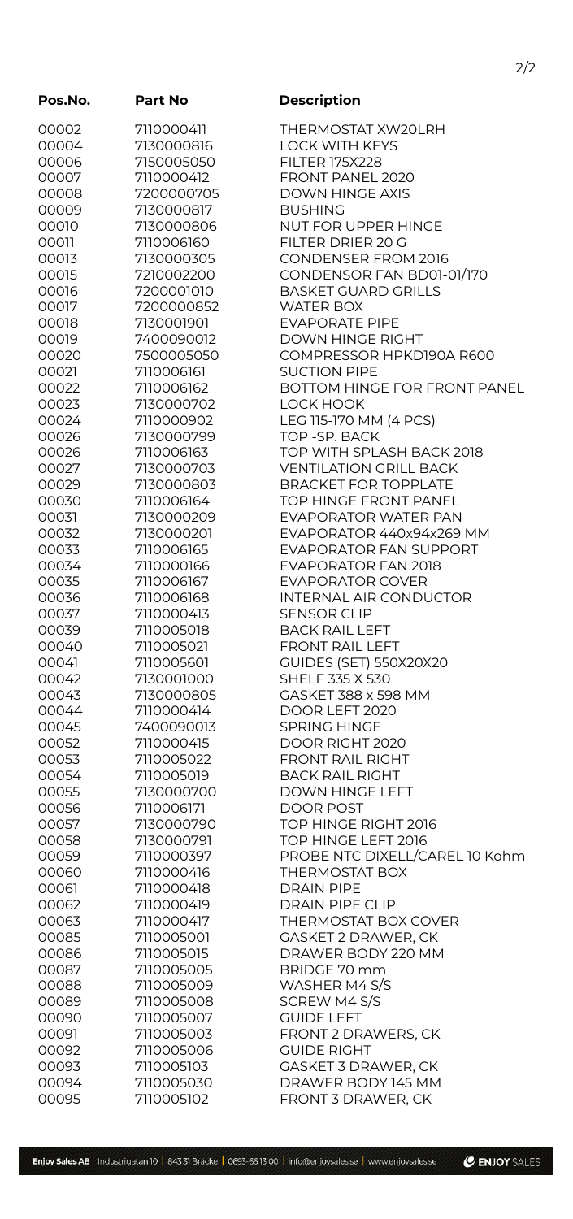| Pos.No. | Part No | Description |
|---|---|---|
| 00002 | 7110000411 | THERMOSTAT XW20LRH |
| 00004 | 7130000816 | LOCK WITH KEYS |
| 00006 | 7150005050 | FILTER 175X228 |
| 00007 | 7110000412 | FRONT PANEL 2020 |
| 00008 | 7200000705 | DOWN HINGE AXIS |
| 00009 | 7130000817 | BUSHING |
| 00010 | 7130000806 | NUT FOR UPPER HINGE |
| 00011 | 7110006160 | FILTER DRIER 20 G |
| 00013 | 7130000305 | CONDENSER FROM 2016 |
| 00015 | 7210002200 | CONDENSOR FAN BD01-01/170 |
| 00016 | 7200001010 | BASKET GUARD GRILLS |
| 00017 | 7200000852 | WATER BOX |
| 00018 | 7130001901 | EVAPORATE PIPE |
| 00019 | 7400090012 | DOWN HINGE RIGHT |
| 00020 | 7500005050 | COMPRESSOR HPKD190A R600 |
| 00021 | 7110006161 | SUCTION PIPE |
| 00022 | 7110006162 | BOTTOM HINGE FOR FRONT PANEL |
| 00023 | 7130000702 | LOCK HOOK |
| 00024 | 7110000902 | LEG 115-170 MM (4 PCS) |
| 00026 | 7130000799 | TOP -SP. BACK |
| 00026 | 7110006163 | TOP WITH SPLASH BACK 2018 |
| 00027 | 7130000703 | VENTILATION GRILL BACK |
| 00029 | 7130000803 | BRACKET FOR TOPPLATE |
| 00030 | 7110006164 | TOP HINGE FRONT PANEL |
| 00031 | 7130000209 | EVAPORATOR WATER PAN |
| 00032 | 7130000201 | EVAPORATOR 440x94x269 MM |
| 00033 | 7110006165 | EVAPORATOR FAN SUPPORT |
| 00034 | 7110000166 | EVAPORATOR FAN 2018 |
| 00035 | 7110006167 | EVAPORATOR COVER |
| 00036 | 7110006168 | INTERNAL AIR CONDUCTOR |
| 00037 | 7110000413 | SENSOR CLIP |
| 00039 | 7110005018 | BACK RAIL LEFT |
| 00040 | 7110005021 | FRONT RAIL LEFT |
| 00041 | 7110005601 | GUIDES (SET) 550X20X20 |
| 00042 | 7130001000 | SHELF 335 X 530 |
| 00043 | 7130000805 | GASKET 388 x 598 MM |
| 00044 | 7110000414 | DOOR LEFT 2020 |
| 00045 | 7400090013 | SPRING HINGE |
| 00052 | 7110000415 | DOOR RIGHT 2020 |
| 00053 | 7110005022 | FRONT RAIL RIGHT |
| 00054 | 7110005019 | BACK RAIL RIGHT |
| 00055 | 7130000700 | DOWN HINGE LEFT |
| 00056 | 7110006171 | DOOR POST |
| 00057 | 7130000790 | TOP HINGE RIGHT 2016 |
| 00058 | 7130000791 | TOP HINGE LEFT 2016 |
| 00059 | 7110000397 | PROBE NTC DIXELL/CAREL 10 Kohm |
| 00060 | 7110000416 | THERMOSTAT BOX |
| 00061 | 7110000418 | DRAIN PIPE |
| 00062 | 7110000419 | DRAIN PIPE CLIP |
| 00063 | 7110000417 | THERMOSTAT BOX COVER |
| 00085 | 7110005001 | GASKET 2 DRAWER, CK |
| 00086 | 7110005015 | DRAWER BODY 220 MM |
| 00087 | 7110005005 | BRIDGE 70 mm |
| 00088 | 7110005009 | WASHER M4 S/S |
| 00089 | 7110005008 | SCREW M4 S/S |
| 00090 | 7110005007 | GUIDE LEFT |
| 00091 | 7110005003 | FRONT 2 DRAWERS, CK |
| 00092 | 7110005006 | GUIDE RIGHT |
| 00093 | 7110005103 | GASKET 3 DRAWER, CK |
| 00094 | 7110005030 | DRAWER BODY 145 MM |
| 00095 | 7110005102 | FRONT 3 DRAWER, CK |